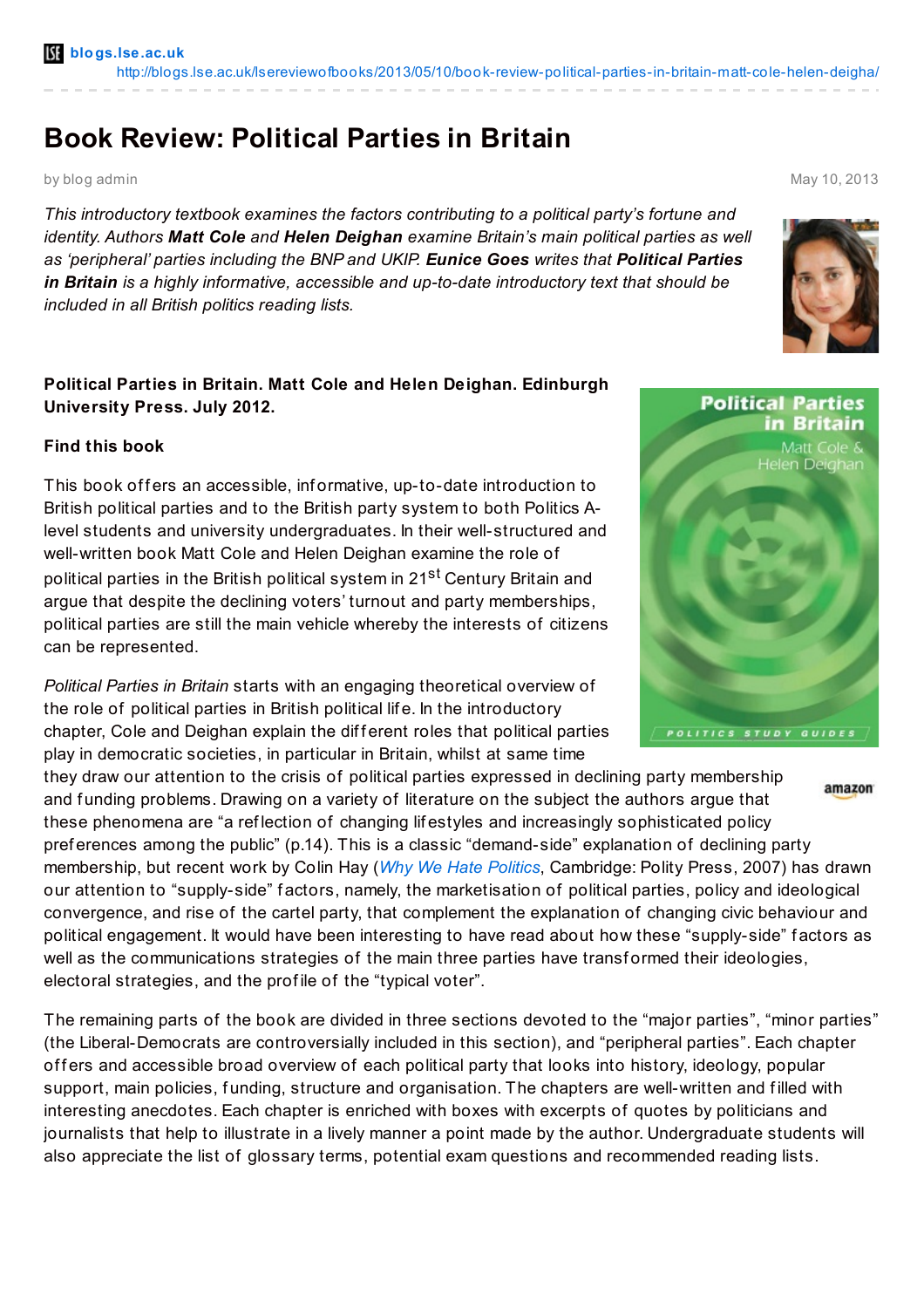blogs.lse.ac.uk
http://blogs.lse.ac.uk/lsereviewofbooks/2013/05/10/book-review-political-parties-in-britain-matt-cole-helen-deigha/

# Book Review: Political Parties in Britain

by blog admin May 10, 2013

*This introductory textbook examines the factors contributing to a political party's fortune and identity. Authors* ***Matt Cole*** *and* ***Helen Deighan*** *examine Britain's main political parties as well as 'peripheral' parties including the BNP and UKIP.* ***Eunice Goes*** *writes that* ***Political Parties in Britain*** *is a highly informative, accessible and up-to-date introductory text that should be included in all British politics reading lists.*

**Political Parties in Britain. Matt Cole and Helen Deighan. Edinburgh University Press. July 2012.**

**Find this book**

This book offers an accessible, informative, up-to-date introduction to British political parties and to the British party system to both Politics A-level students and university undergraduates. In their well-structured and well-written book Matt Cole and Helen Deighan examine the role of political parties in the British political system in 21st Century Britain and argue that despite the declining voters' turnout and party memberships, political parties are still the main vehicle whereby the interests of citizens can be represented.

*Political Parties in Britain* starts with an engaging theoretical overview of the role of political parties in British political life. In the introductory chapter, Cole and Deighan explain the different roles that political parties play in democratic societies, in particular in Britain, whilst at same time they draw our attention to the crisis of political parties expressed in declining party membership and funding problems. Drawing on a variety of literature on the subject the authors argue that these phenomena are "a reflection of changing lifestyles and increasingly sophisticated policy preferences among the public" (p.14). This is a classic "demand-side" explanation of declining party membership, but recent work by Colin Hay (*Why We Hate Politics*, Cambridge: Polity Press, 2007) has drawn our attention to "supply-side" factors, namely, the marketisation of political parties, policy and ideological convergence, and rise of the cartel party, that complement the explanation of changing civic behaviour and political engagement. It would have been interesting to have read about how these "supply-side" factors as well as the communications strategies of the main three parties have transformed their ideologies, electoral strategies, and the profile of the "typical voter".

The remaining parts of the book are divided in three sections devoted to the "major parties", "minor parties" (the Liberal-Democrats are controversially included in this section), and "peripheral parties". Each chapter offers and accessible broad overview of each political party that looks into history, ideology, popular support, main policies, funding, structure and organisation. The chapters are well-written and filled with interesting anecdotes. Each chapter is enriched with boxes with excerpts of quotes by politicians and journalists that help to illustrate in a lively manner a point made by the author. Undergraduate students will also appreciate the list of glossary terms, potential exam questions and recommended reading lists.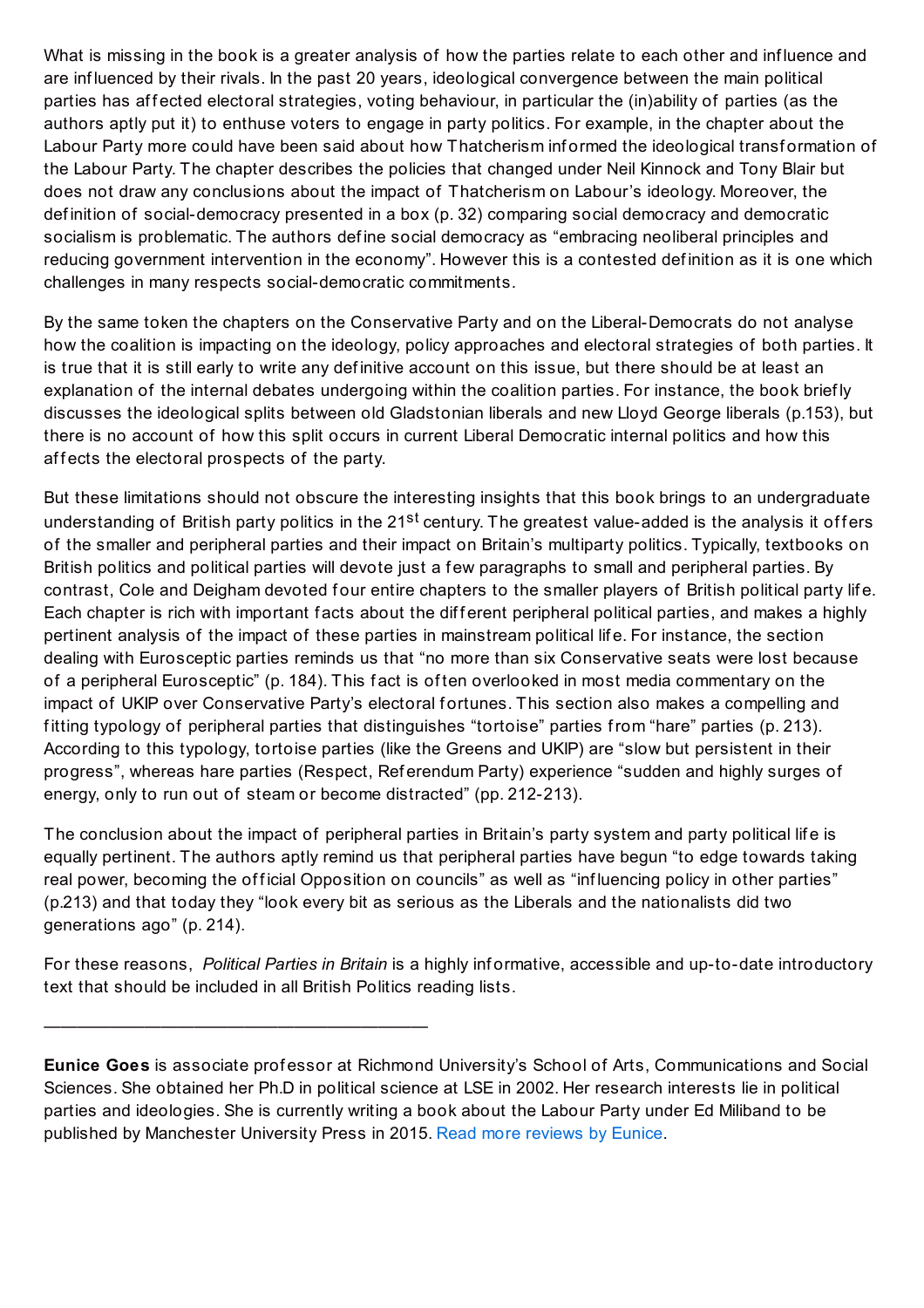What is missing in the book is a greater analysis of how the parties relate to each other and influence and are influenced by their rivals. In the past 20 years, ideological convergence between the main political parties has affected electoral strategies, voting behaviour, in particular the (in)ability of parties (as the authors aptly put it) to enthuse voters to engage in party politics. For example, in the chapter about the Labour Party more could have been said about how Thatcherism informed the ideological transformation of the Labour Party. The chapter describes the policies that changed under Neil Kinnock and Tony Blair but does not draw any conclusions about the impact of Thatcherism on Labour's ideology. Moreover, the definition of social-democracy presented in a box (p. 32) comparing social democracy and democratic socialism is problematic. The authors define social democracy as "embracing neoliberal principles and reducing government intervention in the economy". However this is a contested definition as it is one which challenges in many respects social-democratic commitments.

By the same token the chapters on the Conservative Party and on the Liberal-Democrats do not analyse how the coalition is impacting on the ideology, policy approaches and electoral strategies of both parties. It is true that it is still early to write any definitive account on this issue, but there should be at least an explanation of the internal debates undergoing within the coalition parties. For instance, the book briefly discusses the ideological splits between old Gladstonian liberals and new Lloyd George liberals (p.153), but there is no account of how this split occurs in current Liberal Democratic internal politics and how this affects the electoral prospects of the party.

But these limitations should not obscure the interesting insights that this book brings to an undergraduate understanding of British party politics in the 21st century. The greatest value-added is the analysis it offers of the smaller and peripheral parties and their impact on Britain's multiparty politics. Typically, textbooks on British politics and political parties will devote just a few paragraphs to small and peripheral parties. By contrast, Cole and Deigham devoted four entire chapters to the smaller players of British political party life. Each chapter is rich with important facts about the different peripheral political parties, and makes a highly pertinent analysis of the impact of these parties in mainstream political life. For instance, the section dealing with Eurosceptic parties reminds us that "no more than six Conservative seats were lost because of a peripheral Eurosceptic" (p. 184). This fact is often overlooked in most media commentary on the impact of UKIP over Conservative Party's electoral fortunes. This section also makes a compelling and fitting typology of peripheral parties that distinguishes "tortoise" parties from "hare" parties (p. 213). According to this typology, tortoise parties (like the Greens and UKIP) are "slow but persistent in their progress", whereas hare parties (Respect, Referendum Party) experience "sudden and highly surges of energy, only to run out of steam or become distracted" (pp. 212-213).

The conclusion about the impact of peripheral parties in Britain's party system and party political life is equally pertinent. The authors aptly remind us that peripheral parties have begun "to edge towards taking real power, becoming the official Opposition on councils" as well as "influencing policy in other parties" (p.213) and that today they "look every bit as serious as the Liberals and the nationalists did two generations ago" (p. 214).

For these reasons, *Political Parties in Britain* is a highly informative, accessible and up-to-date introductory text that should be included in all British Politics reading lists.

---

**Eunice Goes** is associate professor at Richmond University's School of Arts, Communications and Social Sciences. She obtained her Ph.D in political science at LSE in 2002. Her research interests lie in political parties and ideologies. She is currently writing a book about the Labour Party under Ed Miliband to be published by Manchester University Press in 2015. Read more reviews by Eunice.